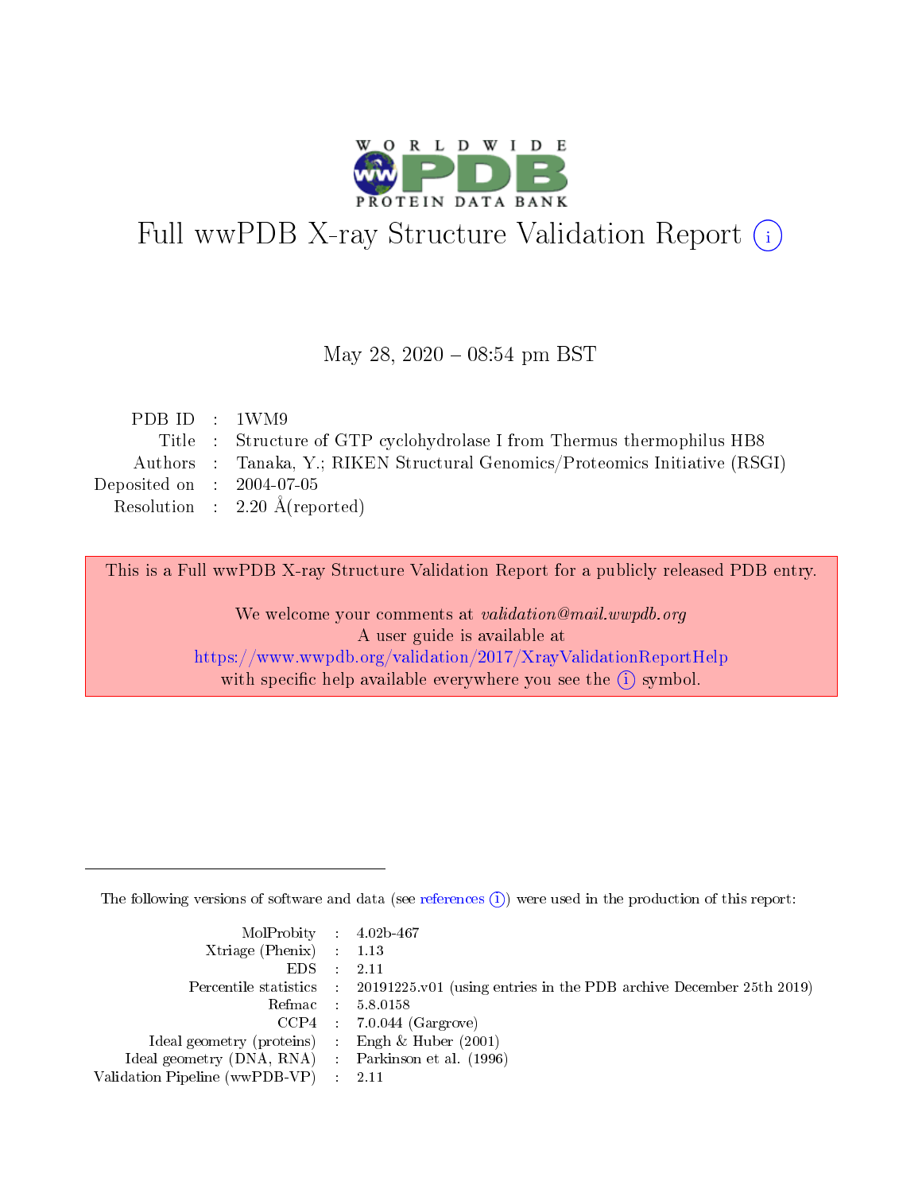# Full wwPDB X-ray Structure Validation Report (i)

May 28, 2020 – 08:54 pm BST

| | | |
|---|---|---|
| PDB ID | : | 1WM9 |
| Title | : | Structure of GTP cyclohydrolase I from Thermus thermophilus HB8 |
| Authors | : | Tanaka, Y.; RIKEN Structural Genomics/Proteomics Initiative (RSGI) |
| Deposited on | : | 2004-07-05 |
| Resolution | : | 2.20 Å(reported) |

This is a Full wwPDB X-ray Structure Validation Report for a publicly released PDB entry.

We welcome your comments at *validation@mail.wwpdb.org*
A user guide is available at
https://www.wwpdb.org/validation/2017/XrayValidationReportHelp
with specific help available everywhere you see the (i) symbol.

The following versions of software and data (see references (i)) were used in the production of this report:

| | | |
|---|---|---|
| MolProbity | : | 4.02b-467 |
| Xtriage (Phenix) | : | 1.13 |
| EDS | : | 2.11 |
| Percentile statistics | : | 20191225.v01 (using entries in the PDB archive December 25th 2019) |
| Refmac | : | 5.8.0158 |
| CCP4 | : | 7.0.044 (Gargrove) |
| Ideal geometry (proteins) | : | Engh & Huber (2001) |
| Ideal geometry (DNA, RNA) | : | Parkinson et al. (1996) |
| Validation Pipeline (wwPDB-VP) | : | 2.11 |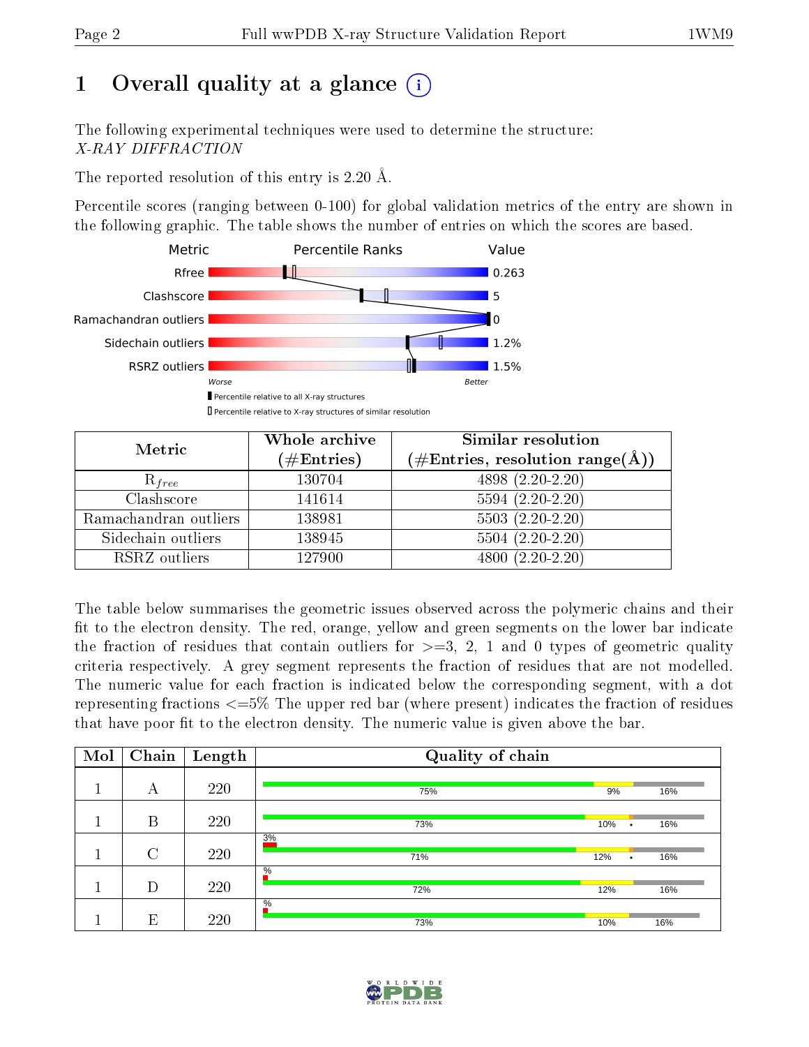# 1 Overall quality at a glance

The following experimental techniques were used to determine the structure: *X-RAY DIFFRACTION*

The reported resolution of this entry is 2.20 Å.

Percentile scores (ranging between 0-100) for global validation metrics of the entry are shown in the following graphic. The table shows the number of entries on which the scores are based.

| Metric | Value |
|---|---|
| Rfree | 0.263 |
| Clashscore | 5 |
| Ramachandran outliers | 0 |
| Sidechain outliers | 1.2% |
| RSRZ outliers | 1.5% |

Worse — Better

Percentile relative to all X-ray structures

Percentile relative to X-ray structures of similar resolution

| Metric | Whole archive (#Entries) | Similar resolution (#Entries, resolution range(Å)) |
|---|---|---|
| $R_{free}$ | 130704 | 4898 (2.20-2.20) |
| Clashscore | 141614 | 5594 (2.20-2.20) |
| Ramachandran outliers | 138981 | 5503 (2.20-2.20) |
| Sidechain outliers | 138945 | 5504 (2.20-2.20) |
| RSRZ outliers | 127900 | 4800 (2.20-2.20) |

The table below summarises the geometric issues observed across the polymeric chains and their fit to the electron density. The red, orange, yellow and green segments on the lower bar indicate the fraction of residues that contain outliers for >=3, 2, 1 and 0 types of geometric quality criteria respectively. A grey segment represents the fraction of residues that are not modelled. The numeric value for each fraction is indicated below the corresponding segment, with a dot representing fractions <=5% The upper red bar (where present) indicates the fraction of residues that have poor fit to the electron density. The numeric value is given above the bar.

| Mol | Chain | Length | Quality of chain |
|---|---|---|---|
| 1 | A | 220 | 75% · 9% · 16% |
| 1 | B | 220 | 73% · 10% · • · 16% |
| 1 | C | 220 | 3% (poor fit); 71% · 12% · • · 16% |
| 1 | D | 220 | % (poor fit); 72% · 12% · 16% |
| 1 | E | 220 | % (poor fit); 73% · 10% · 16% |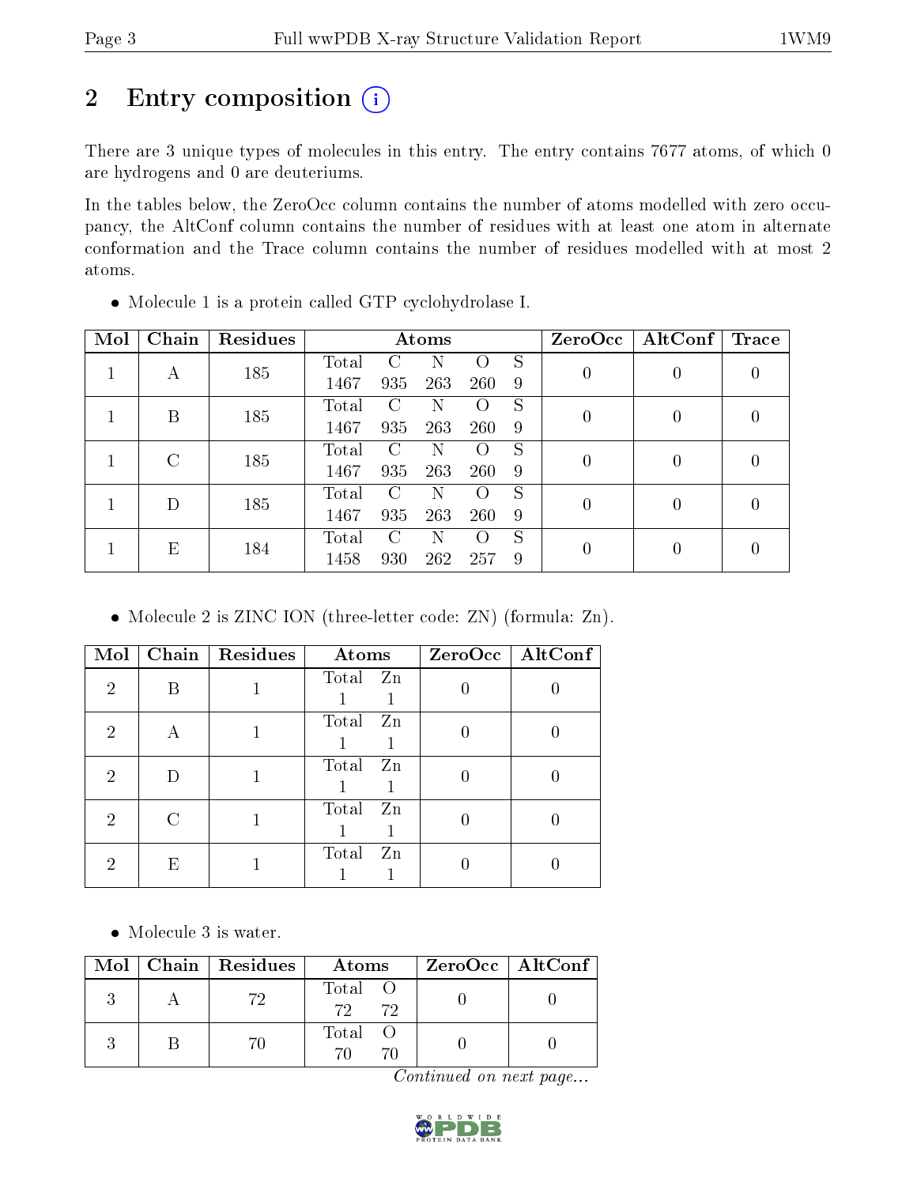## 2 Entry composition

There are 3 unique types of molecules in this entry. The entry contains 7677 atoms, of which 0 are hydrogens and 0 are deuteriums.

In the tables below, the ZeroOcc column contains the number of atoms modelled with zero occupancy, the AltConf column contains the number of residues with at least one atom in alternate conformation and the Trace column contains the number of residues modelled with at most 2 atoms.

- Molecule 1 is a protein called GTP cyclohydrolase I.

| Mol | Chain | Residues | Atoms | | | | | ZeroOcc | AltConf | Trace |
|---|---|---|---|---|---|---|---|---|---|---|
| 1 | A | 185 | Total 1467 | C 935 | N 263 | O 260 | S 9 | 0 | 0 | 0 |
| 1 | B | 185 | Total 1467 | C 935 | N 263 | O 260 | S 9 | 0 | 0 | 0 |
| 1 | C | 185 | Total 1467 | C 935 | N 263 | O 260 | S 9 | 0 | 0 | 0 |
| 1 | D | 185 | Total 1467 | C 935 | N 263 | O 260 | S 9 | 0 | 0 | 0 |
| 1 | E | 184 | Total 1458 | C 930 | N 262 | O 257 | S 9 | 0 | 0 | 0 |

- Molecule 2 is ZINC ION (three-letter code: ZN) (formula: Zn).

| Mol | Chain | Residues | Atoms | | ZeroOcc | AltConf |
|---|---|---|---|---|---|---|
| 2 | B | 1 | Total 1 | Zn 1 | 0 | 0 |
| 2 | A | 1 | Total 1 | Zn 1 | 0 | 0 |
| 2 | D | 1 | Total 1 | Zn 1 | 0 | 0 |
| 2 | C | 1 | Total 1 | Zn 1 | 0 | 0 |
| 2 | E | 1 | Total 1 | Zn 1 | 0 | 0 |

- Molecule 3 is water.

| Mol | Chain | Residues | Atoms | | ZeroOcc | AltConf |
|---|---|---|---|---|---|---|
| 3 | A | 72 | Total 72 | O 72 | 0 | 0 |
| 3 | B | 70 | Total 70 | O 70 | 0 | 0 |

*Continued on next page...*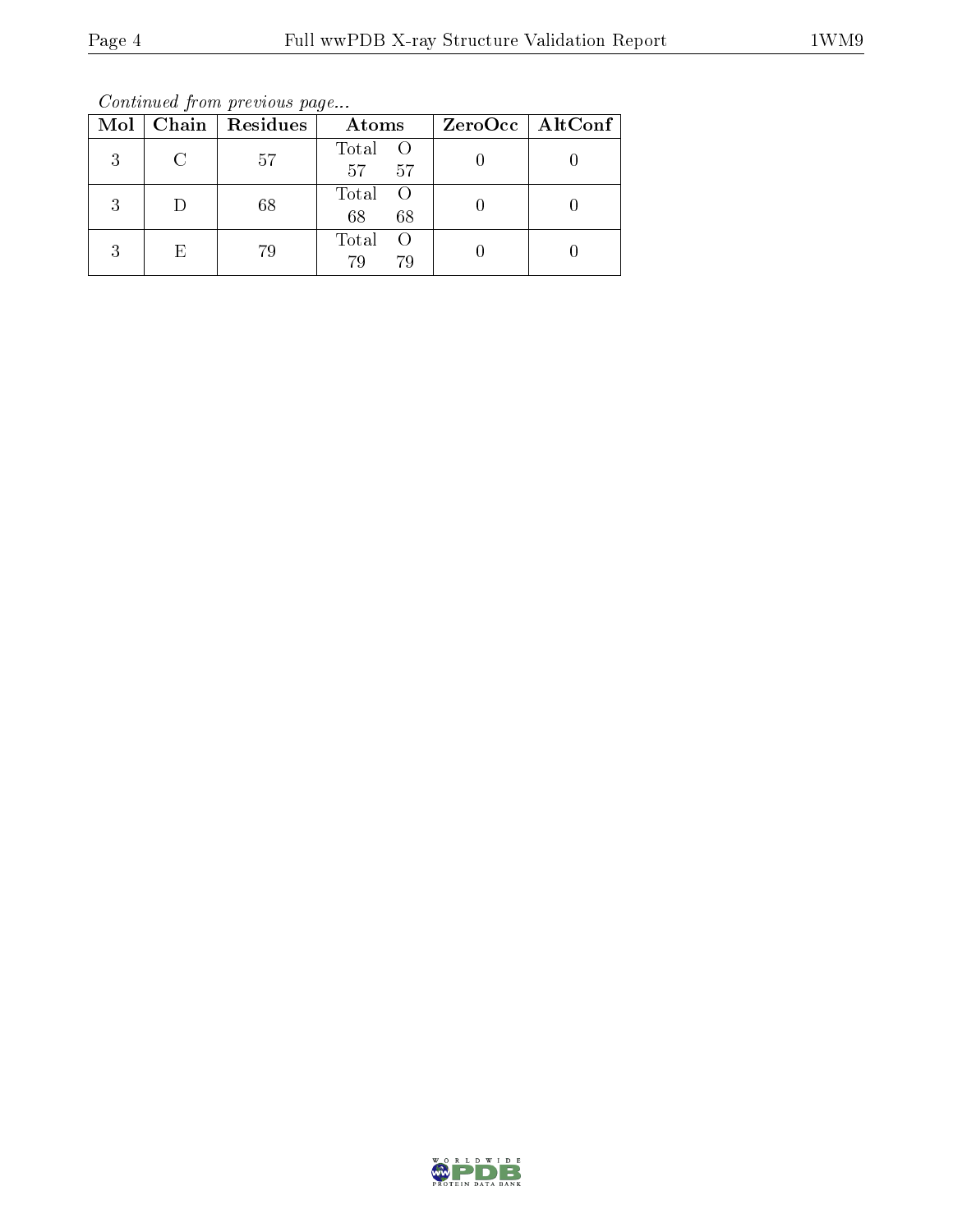*Continued from previous page...*

| Mol | Chain | Residues | Atoms | ZeroOcc | AltConf |
|---|---|---|---|---|---|
| 3 | C | 57 | Total O<br>57 57 | 0 | 0 |
| 3 | D | 68 | Total O<br>68 68 | 0 | 0 |
| 3 | E | 79 | Total O<br>79 79 | 0 | 0 |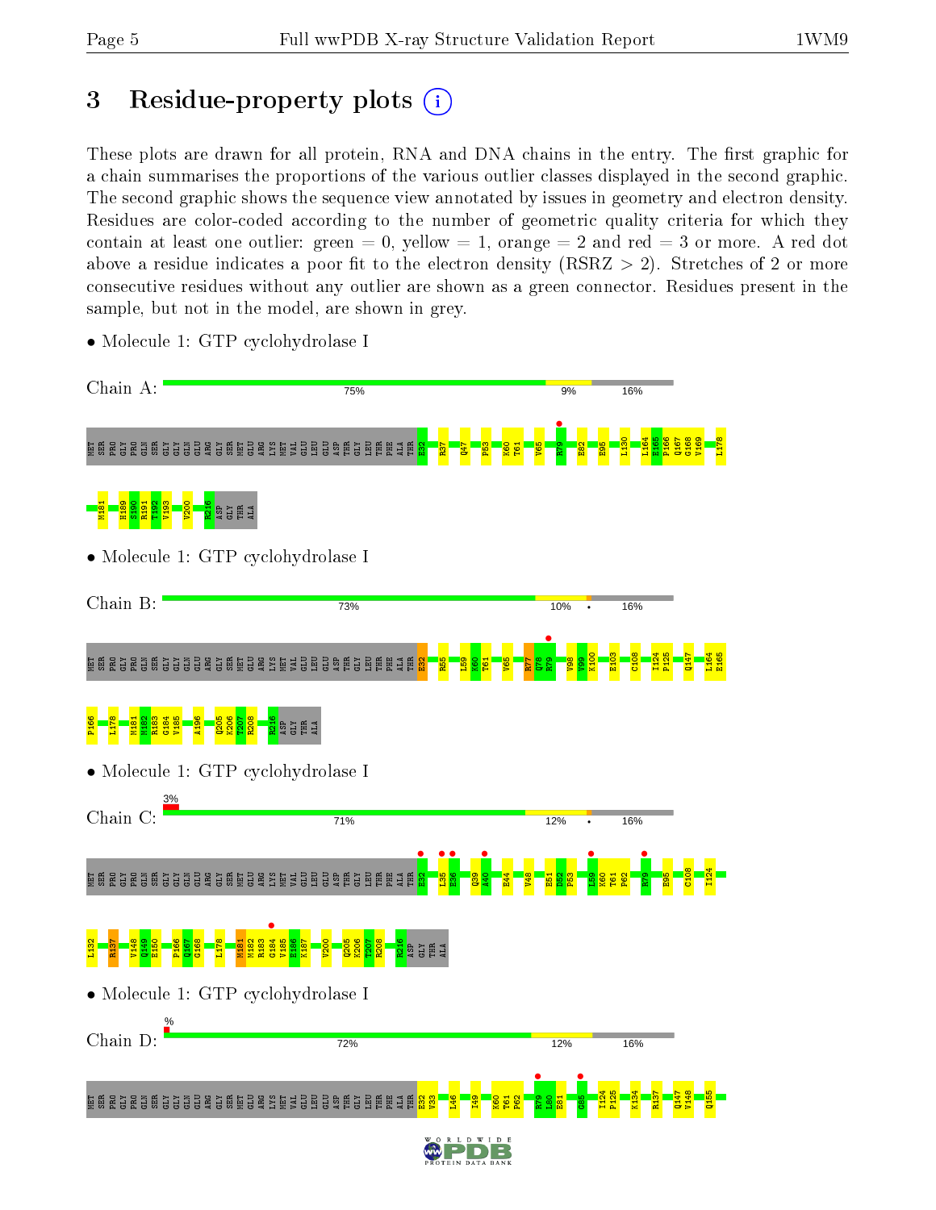# 3 Residue-property plots

These plots are drawn for all protein, RNA and DNA chains in the entry. The first graphic for a chain summarises the proportions of the various outlier classes displayed in the second graphic. The second graphic shows the sequence view annotated by issues in geometry and electron density. Residues are color-coded according to the number of geometric quality criteria for which they contain at least one outlier: green = 0, yellow = 1, orange = 2 and red = 3 or more. A red dot above a residue indicates a poor fit to the electron density (RSRZ > 2). Stretches of 2 or more consecutive residues without any outlier are shown as a green connector. Residues present in the sample, but not in the model, are shown in grey.

- Molecule 1: GTP cyclohydrolase I

Chain A: 75% | 9% | 16%

MET SER PRO GLY PRO GLN SER GLY GLY GLN GLU ARG GLY SER MET GLU ARG LYS MET VAL GLU LEU GLU ASP THR GLY LEU THR PHE ALA THR E32 R37 Q47 P53 K60 T61 V65 R79 E82 E95 L130 L164 E165 P166 Q167 G168 V169 L178 M181 H189 S190 R191 T192 V193 V200 R216 ASP GLY THR ALA

- Molecule 1: GTP cyclohydrolase I

Chain B: 73% | 10% | • | 16%

MET SER PRO GLY PRO GLN SER GLY GLY GLN GLU ARG GLY SER MET GLU ARG LYS MET VAL GLU LEU GLU ASP THR GLY LEU THR PHE ALA THR E32 R55 L59 K60 T61 V65 R77 Q78 R79 V98 V99 K100 E103 C108 I124 P125 Q147 L164 E165 P166 L178 M181 M182 R183 G184 V185 A196 Q205 K206 T207 R208 R216 ASP GLY THR ALA

- Molecule 1: GTP cyclohydrolase I

Chain C: 3% | 71% | 12% | • | 16%

MET SER PRO GLY PRO GLN SER GLY GLY GLN GLU ARG GLY SER MET GLU ARG LYS MET VAL GLU LEU GLU ASP THR GLY LEU THR PHE ALA THR E32 L35 E36 Q39 A40 E44 V48 E51 D52 P53 L59 K60 T61 P62 R79 E95 C108 I124 L132 R137 V148 Q149 E150 P166 Q167 G168 L178 M181 M182 R183 G184 V185 E186 K187 V200 Q205 K206 T207 R208 R216 ASP GLY THR ALA

- Molecule 1: GTP cyclohydrolase I

Chain D: % | 72% | 12% | 16%

MET SER PRO GLY PRO GLN SER GLY GLY GLN GLU ARG GLY SER MET GLU ARG LYS MET VAL GLU LEU GLU ASP THR GLY LEU THR PHE ALA THR E32 V33 L46 I49 K60 T61 P62 R79 L80 E81 G85 I124 P125 K134 R137 Q147 V148 Q155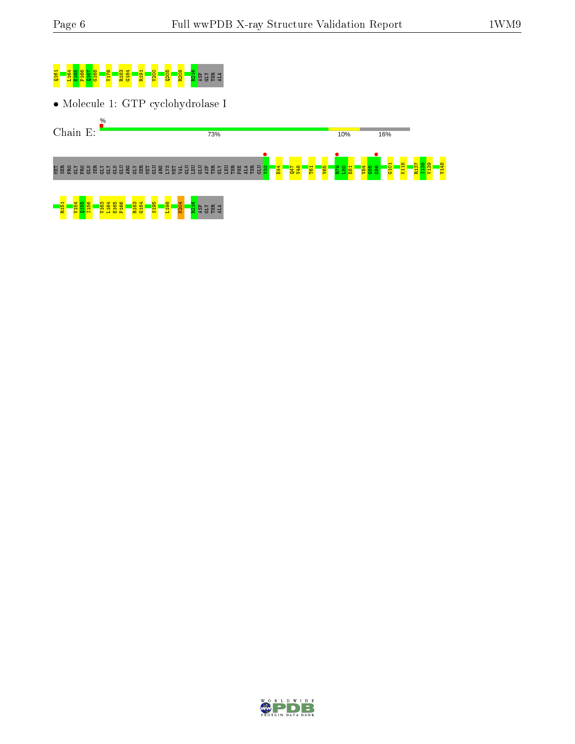Q161 L164 E165 P166 Q167 G168 V176 R183 G184 R191 V200 Q205 R208 E216 ASP GLY THR ALA

• Molecule 1: GTP cyclohydrolase I

Chain E: % 73% 10% 16%

MET SER PRO GLY PRO GLN SER GLY GLY GLN GLU ARG GLY SER MET GLU ARG LYS MET VAL GLU LEU LEU GLU ASP THR GLY LEU THR PHE ALA THR GLU V33 E44 Q47 V48 T61 V65 R79 L80 E81 V84 G85 G86 G101 K118 R137 I138 V139 V148

R151 V154 Q155 I156 V163 L164 E165 P166 R183 G184 S195 L198 N204 E216 ASP GLY THR ALA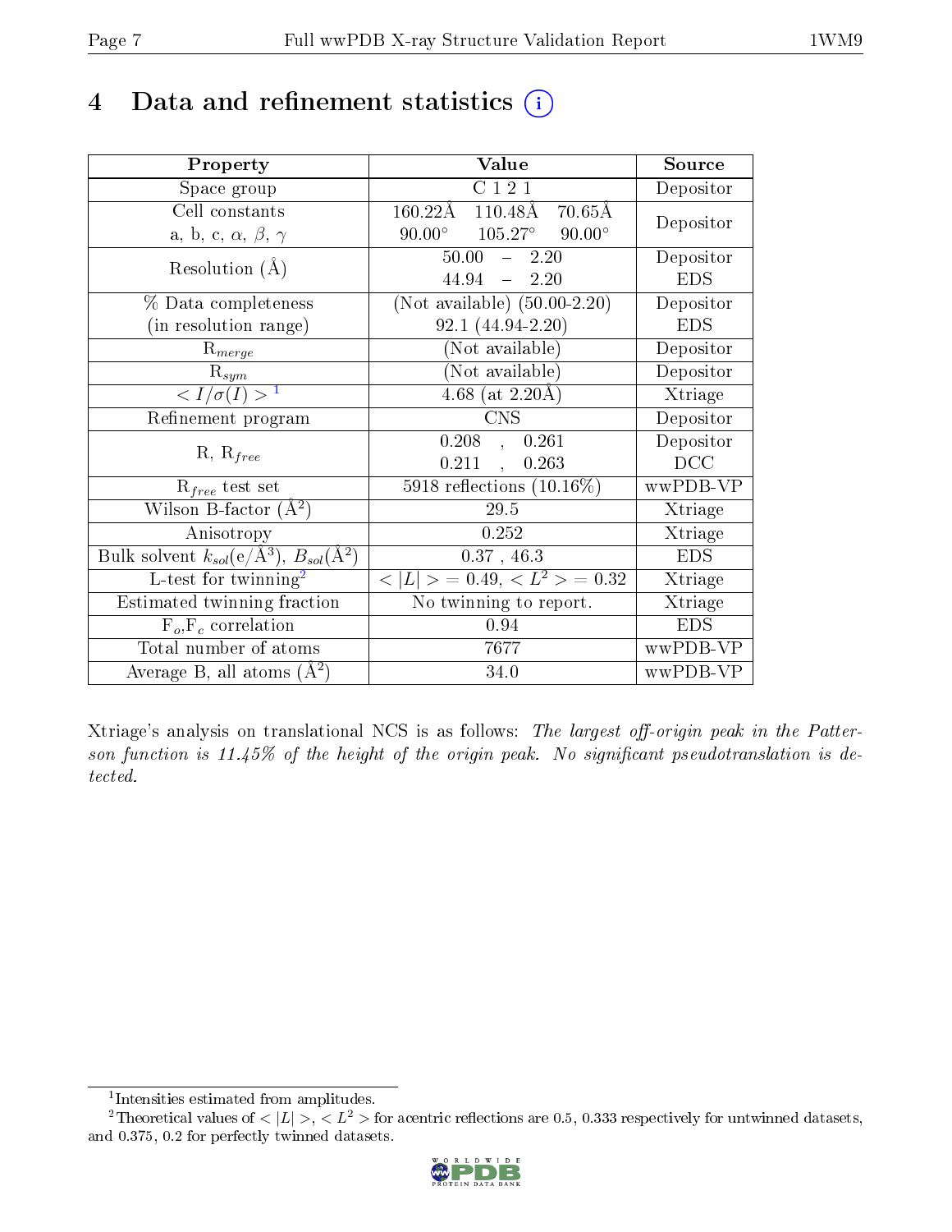# 4 Data and refinement statistics (i)

| Property | Value | Source |
|---|---|---|
| Space group | C 1 2 1 | Depositor |
| Cell constants<br>a, b, c, $\alpha$, $\beta$, $\gamma$ | 160.22Å 110.48Å 70.65Å<br>90.00° 105.27° 90.00° | Depositor |
| Resolution (Å) | 50.00 – 2.20<br>44.94 – 2.20 | Depositor<br>EDS |
| % Data completeness<br>(in resolution range) | (Not available) (50.00-2.20)<br>92.1 (44.94-2.20) | Depositor<br>EDS |
| $R_{merge}$ | (Not available) | Depositor |
| $R_{sym}$ | (Not available) | Depositor |
| $< I/\sigma(I) >$ [1] | 4.68 (at 2.20Å) | Xtriage |
| Refinement program | CNS | Depositor |
| R, $R_{free}$ | 0.208 , 0.261<br>0.211 , 0.263 | Depositor<br>DCC |
| $R_{free}$ test set | 5918 reflections (10.16%) | wwPDB-VP |
| Wilson B-factor (Å$^2$) | 29.5 | Xtriage |
| Anisotropy | 0.252 | Xtriage |
| Bulk solvent $k_{sol}$(e/Å$^3$), $B_{sol}$(Å$^2$) | 0.37 , 46.3 | EDS |
| L-test for twinning[2] | $< \|L\| > = 0.49$, $< L^2 > = 0.32$ | Xtriage |
| Estimated twinning fraction | No twinning to report. | Xtriage |
| $F_o$,$F_c$ correlation | 0.94 | EDS |
| Total number of atoms | 7677 | wwPDB-VP |
| Average B, all atoms (Å$^2$) | 34.0 | wwPDB-VP |

Xtriage's analysis on translational NCS is as follows: *The largest off-origin peak in the Patterson function is 11.45% of the height of the origin peak. No significant pseudotranslation is detected.*

[1] Intensities estimated from amplitudes.

[2] Theoretical values of $< |L| >$, $< L^2 >$ for acentric reflections are 0.5, 0.333 respectively for untwinned datasets, and 0.375, 0.2 for perfectly twinned datasets.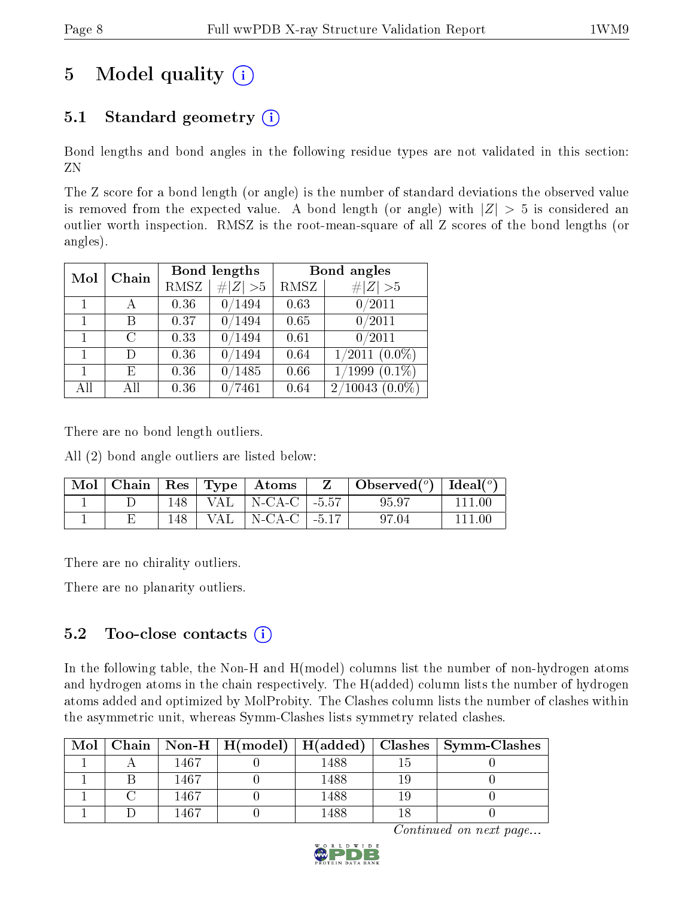# 5 Model quality (i)

## 5.1 Standard geometry (i)

Bond lengths and bond angles in the following residue types are not validated in this section: ZN

The Z score for a bond length (or angle) is the number of standard deviations the observed value is removed from the expected value. A bond length (or angle) with $|Z| > 5$ is considered an outlier worth inspection. RMSZ is the root-mean-square of all Z scores of the bond lengths (or angles).

| Mol | Chain | Bond lengths | | Bond angles | |
|---|---|---|---|---|---|
| | | RMSZ | $\#\|Z\| > 5$ | RMSZ | $\#\|Z\| > 5$ |
| 1 | A | 0.36 | 0/1494 | 0.63 | 0/2011 |
| 1 | B | 0.37 | 0/1494 | 0.65 | 0/2011 |
| 1 | C | 0.33 | 0/1494 | 0.61 | 0/2011 |
| 1 | D | 0.36 | 0/1494 | 0.64 | 1/2011 (0.0%) |
| 1 | E | 0.36 | 0/1485 | 0.66 | 1/1999 (0.1%) |
| All | All | 0.36 | 0/7461 | 0.64 | 2/10043 (0.0%) |

There are no bond length outliers.

All (2) bond angle outliers are listed below:

| Mol | Chain | Res | Type | Atoms | Z | Observed(°) | Ideal(°) |
|---|---|---|---|---|---|---|---|
| 1 | D | 148 | VAL | N-CA-C | -5.57 | 95.97 | 111.00 |
| 1 | E | 148 | VAL | N-CA-C | -5.17 | 97.04 | 111.00 |

There are no chirality outliers.

There are no planarity outliers.

## 5.2 Too-close contacts (i)

In the following table, the Non-H and H(model) columns list the number of non-hydrogen atoms and hydrogen atoms in the chain respectively. The H(added) column lists the number of hydrogen atoms added and optimized by MolProbity. The Clashes column lists the number of clashes within the asymmetric unit, whereas Symm-Clashes lists symmetry related clashes.

| Mol | Chain | Non-H | H(model) | H(added) | Clashes | Symm-Clashes |
|---|---|---|---|---|---|---|
| 1 | A | 1467 | 0 | 1488 | 15 | 0 |
| 1 | B | 1467 | 0 | 1488 | 19 | 0 |
| 1 | C | 1467 | 0 | 1488 | 19 | 0 |
| 1 | D | 1467 | 0 | 1488 | 18 | 0 |

*Continued on next page...*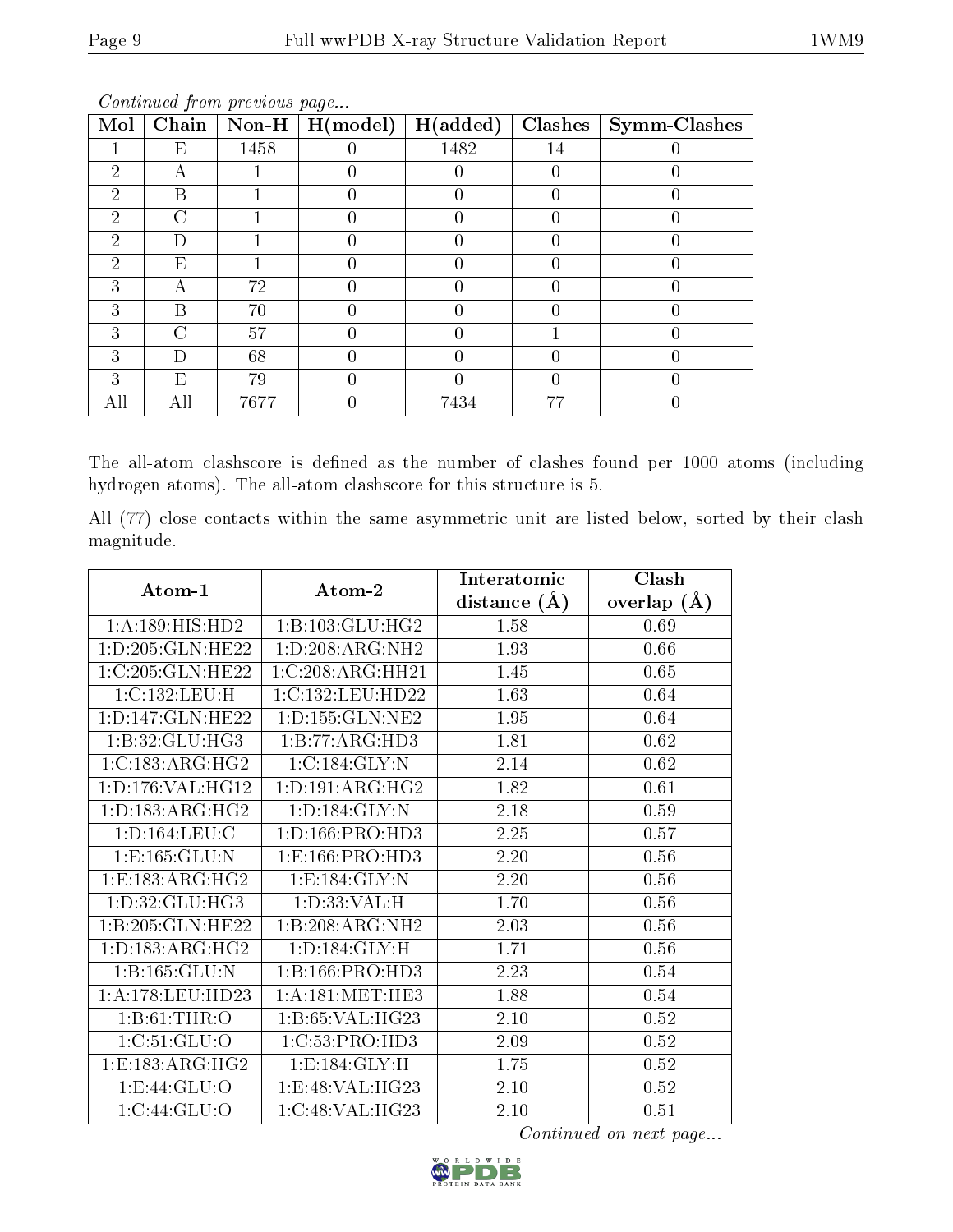*Continued from previous page...*

| Mol | Chain | Non-H | H(model) | H(added) | Clashes | Symm-Clashes |
|---|---|---|---|---|---|---|
| 1 | E | 1458 | 0 | 1482 | 14 | 0 |
| 2 | A | 1 | 0 | 0 | 0 | 0 |
| 2 | B | 1 | 0 | 0 | 0 | 0 |
| 2 | C | 1 | 0 | 0 | 0 | 0 |
| 2 | D | 1 | 0 | 0 | 0 | 0 |
| 2 | E | 1 | 0 | 0 | 0 | 0 |
| 3 | A | 72 | 0 | 0 | 0 | 0 |
| 3 | B | 70 | 0 | 0 | 0 | 0 |
| 3 | C | 57 | 0 | 0 | 1 | 0 |
| 3 | D | 68 | 0 | 0 | 0 | 0 |
| 3 | E | 79 | 0 | 0 | 0 | 0 |
| All | All | 7677 | 0 | 7434 | 77 | 0 |

The all-atom clashscore is defined as the number of clashes found per 1000 atoms (including hydrogen atoms). The all-atom clashscore for this structure is 5.

All (77) close contacts within the same asymmetric unit are listed below, sorted by their clash magnitude.

| Atom-1 | Atom-2 | Interatomic distance (Å) | Clash overlap (Å) |
|---|---|---|---|
| 1:A:189:HIS:HD2 | 1:B:103:GLU:HG2 | 1.58 | 0.69 |
| 1:D:205:GLN:HE22 | 1:D:208:ARG:NH2 | 1.93 | 0.66 |
| 1:C:205:GLN:HE22 | 1:C:208:ARG:HH21 | 1.45 | 0.65 |
| 1:C:132:LEU:H | 1:C:132:LEU:HD22 | 1.63 | 0.64 |
| 1:D:147:GLN:HE22 | 1:D:155:GLN:NE2 | 1.95 | 0.64 |
| 1:B:32:GLU:HG3 | 1:B:77:ARG:HD3 | 1.81 | 0.62 |
| 1:C:183:ARG:HG2 | 1:C:184:GLY:N | 2.14 | 0.62 |
| 1:D:176:VAL:HG12 | 1:D:191:ARG:HG2 | 1.82 | 0.61 |
| 1:D:183:ARG:HG2 | 1:D:184:GLY:N | 2.18 | 0.59 |
| 1:D:164:LEU:C | 1:D:166:PRO:HD3 | 2.25 | 0.57 |
| 1:E:165:GLU:N | 1:E:166:PRO:HD3 | 2.20 | 0.56 |
| 1:E:183:ARG:HG2 | 1:E:184:GLY:N | 2.20 | 0.56 |
| 1:D:32:GLU:HG3 | 1:D:33:VAL:H | 1.70 | 0.56 |
| 1:B:205:GLN:HE22 | 1:B:208:ARG:NH2 | 2.03 | 0.56 |
| 1:D:183:ARG:HG2 | 1:D:184:GLY:H | 1.71 | 0.56 |
| 1:B:165:GLU:N | 1:B:166:PRO:HD3 | 2.23 | 0.54 |
| 1:A:178:LEU:HD23 | 1:A:181:MET:HE3 | 1.88 | 0.54 |
| 1:B:61:THR:O | 1:B:65:VAL:HG23 | 2.10 | 0.52 |
| 1:C:51:GLU:O | 1:C:53:PRO:HD3 | 2.09 | 0.52 |
| 1:E:183:ARG:HG2 | 1:E:184:GLY:H | 1.75 | 0.52 |
| 1:E:44:GLU:O | 1:E:48:VAL:HG23 | 2.10 | 0.52 |
| 1:C:44:GLU:O | 1:C:48:VAL:HG23 | 2.10 | 0.51 |

*Continued on next page...*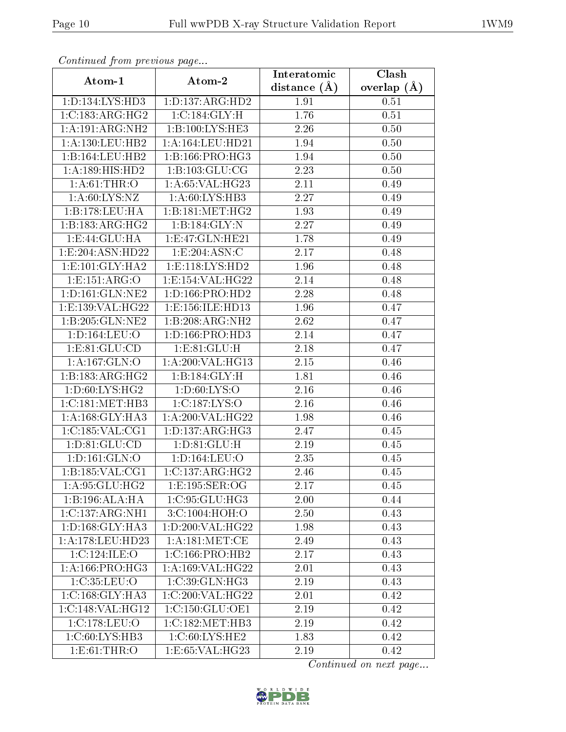*Continued from previous page...*

| Atom-1 | Atom-2 | Interatomic distance (Å) | Clash overlap (Å) |
|---|---|---|---|
| 1:D:134:LYS:HD3 | 1:D:137:ARG:HD2 | 1.91 | 0.51 |
| 1:C:183:ARG:HG2 | 1:C:184:GLY:H | 1.76 | 0.51 |
| 1:A:191:ARG:NH2 | 1:B:100:LYS:HE3 | 2.26 | 0.50 |
| 1:A:130:LEU:HB2 | 1:A:164:LEU:HD21 | 1.94 | 0.50 |
| 1:B:164:LEU:HB2 | 1:B:166:PRO:HG3 | 1.94 | 0.50 |
| 1:A:189:HIS:HD2 | 1:B:103:GLU:CG | 2.23 | 0.50 |
| 1:A:61:THR:O | 1:A:65:VAL:HG23 | 2.11 | 0.49 |
| 1:A:60:LYS:NZ | 1:A:60:LYS:HB3 | 2.27 | 0.49 |
| 1:B:178:LEU:HA | 1:B:181:MET:HG2 | 1.93 | 0.49 |
| 1:B:183:ARG:HG2 | 1:B:184:GLY:N | 2.27 | 0.49 |
| 1:E:44:GLU:HA | 1:E:47:GLN:HE21 | 1.78 | 0.49 |
| 1:E:204:ASN:HD22 | 1:E:204:ASN:C | 2.17 | 0.48 |
| 1:E:101:GLY:HA2 | 1:E:118:LYS:HD2 | 1.96 | 0.48 |
| 1:E:151:ARG:O | 1:E:154:VAL:HG22 | 2.14 | 0.48 |
| 1:D:161:GLN:NE2 | 1:D:166:PRO:HD2 | 2.28 | 0.48 |
| 1:E:139:VAL:HG22 | 1:E:156:ILE:HD13 | 1.96 | 0.47 |
| 1:B:205:GLN:NE2 | 1:B:208:ARG:NH2 | 2.62 | 0.47 |
| 1:D:164:LEU:O | 1:D:166:PRO:HD3 | 2.14 | 0.47 |
| 1:E:81:GLU:CD | 1:E:81:GLU:H | 2.18 | 0.47 |
| 1:A:167:GLN:O | 1:A:200:VAL:HG13 | 2.15 | 0.46 |
| 1:B:183:ARG:HG2 | 1:B:184:GLY:H | 1.81 | 0.46 |
| 1:D:60:LYS:HG2 | 1:D:60:LYS:O | 2.16 | 0.46 |
| 1:C:181:MET:HB3 | 1:C:187:LYS:O | 2.16 | 0.46 |
| 1:A:168:GLY:HA3 | 1:A:200:VAL:HG22 | 1.98 | 0.46 |
| 1:C:185:VAL:CG1 | 1:D:137:ARG:HG3 | 2.47 | 0.45 |
| 1:D:81:GLU:CD | 1:D:81:GLU:H | 2.19 | 0.45 |
| 1:D:161:GLN:O | 1:D:164:LEU:O | 2.35 | 0.45 |
| 1:B:185:VAL:CG1 | 1:C:137:ARG:HG2 | 2.46 | 0.45 |
| 1:A:95:GLU:HG2 | 1:E:195:SER:OG | 2.17 | 0.45 |
| 1:B:196:ALA:HA | 1:C:95:GLU:HG3 | 2.00 | 0.44 |
| 1:C:137:ARG:NH1 | 3:C:1004:HOH:O | 2.50 | 0.43 |
| 1:D:168:GLY:HA3 | 1:D:200:VAL:HG22 | 1.98 | 0.43 |
| 1:A:178:LEU:HD23 | 1:A:181:MET:CE | 2.49 | 0.43 |
| 1:C:124:ILE:O | 1:C:166:PRO:HB2 | 2.17 | 0.43 |
| 1:A:166:PRO:HG3 | 1:A:169:VAL:HG22 | 2.01 | 0.43 |
| 1:C:35:LEU:O | 1:C:39:GLN:HG3 | 2.19 | 0.43 |
| 1:C:168:GLY:HA3 | 1:C:200:VAL:HG22 | 2.01 | 0.42 |
| 1:C:148:VAL:HG12 | 1:C:150:GLU:OE1 | 2.19 | 0.42 |
| 1:C:178:LEU:O | 1:C:182:MET:HB3 | 2.19 | 0.42 |
| 1:C:60:LYS:HB3 | 1:C:60:LYS:HE2 | 1.83 | 0.42 |
| 1:E:61:THR:O | 1:E:65:VAL:HG23 | 2.19 | 0.42 |

*Continued on next page...*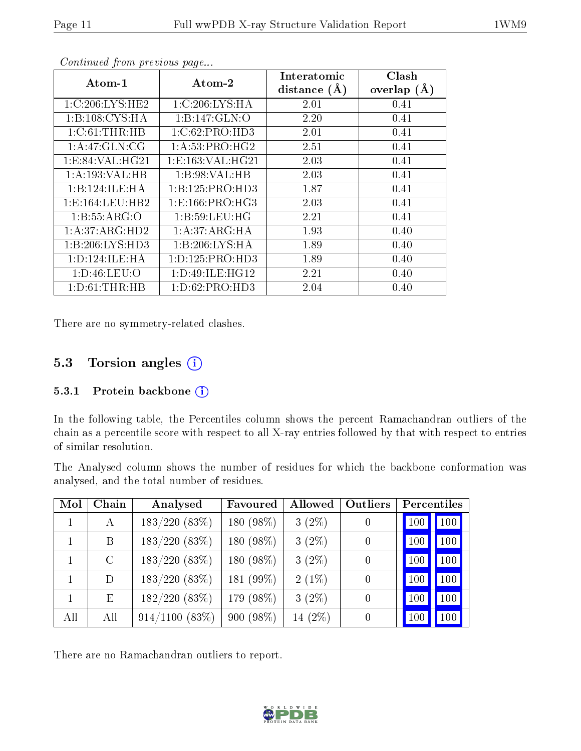*Continued from previous page...*

| Atom-1 | Atom-2 | Interatomic distance (Å) | Clash overlap (Å) |
|---|---|---|---|
| 1:C:206:LYS:HE2 | 1:C:206:LYS:HA | 2.01 | 0.41 |
| 1:B:108:CYS:HA | 1:B:147:GLN:O | 2.20 | 0.41 |
| 1:C:61:THR:HB | 1:C:62:PRO:HD3 | 2.01 | 0.41 |
| 1:A:47:GLN:CG | 1:A:53:PRO:HG2 | 2.51 | 0.41 |
| 1:E:84:VAL:HG21 | 1:E:163:VAL:HG21 | 2.03 | 0.41 |
| 1:A:193:VAL:HB | 1:B:98:VAL:HB | 2.03 | 0.41 |
| 1:B:124:ILE:HA | 1:B:125:PRO:HD3 | 1.87 | 0.41 |
| 1:E:164:LEU:HB2 | 1:E:166:PRO:HG3 | 2.03 | 0.41 |
| 1:B:55:ARG:O | 1:B:59:LEU:HG | 2.21 | 0.41 |
| 1:A:37:ARG:HD2 | 1:A:37:ARG:HA | 1.93 | 0.40 |
| 1:B:206:LYS:HD3 | 1:B:206:LYS:HA | 1.89 | 0.40 |
| 1:D:124:ILE:HA | 1:D:125:PRO:HD3 | 1.89 | 0.40 |
| 1:D:46:LEU:O | 1:D:49:ILE:HG12 | 2.21 | 0.40 |
| 1:D:61:THR:HB | 1:D:62:PRO:HD3 | 2.04 | 0.40 |

There are no symmetry-related clashes.

## 5.3 Torsion angles

### 5.3.1 Protein backbone

In the following table, the Percentiles column shows the percent Ramachandran outliers of the chain as a percentile score with respect to all X-ray entries followed by that with respect to entries of similar resolution.

The Analysed column shows the number of residues for which the backbone conformation was analysed, and the total number of residues.

| Mol | Chain | Analysed | Favoured | Allowed | Outliers | Percentiles | |
|---|---|---|---|---|---|---|---|
| 1 | A | 183/220 (83%) | 180 (98%) | 3 (2%) | 0 | 100 | 100 |
| 1 | B | 183/220 (83%) | 180 (98%) | 3 (2%) | 0 | 100 | 100 |
| 1 | C | 183/220 (83%) | 180 (98%) | 3 (2%) | 0 | 100 | 100 |
| 1 | D | 183/220 (83%) | 181 (99%) | 2 (1%) | 0 | 100 | 100 |
| 1 | E | 182/220 (83%) | 179 (98%) | 3 (2%) | 0 | 100 | 100 |
| All | All | 914/1100 (83%) | 900 (98%) | 14 (2%) | 0 | 100 | 100 |

There are no Ramachandran outliers to report.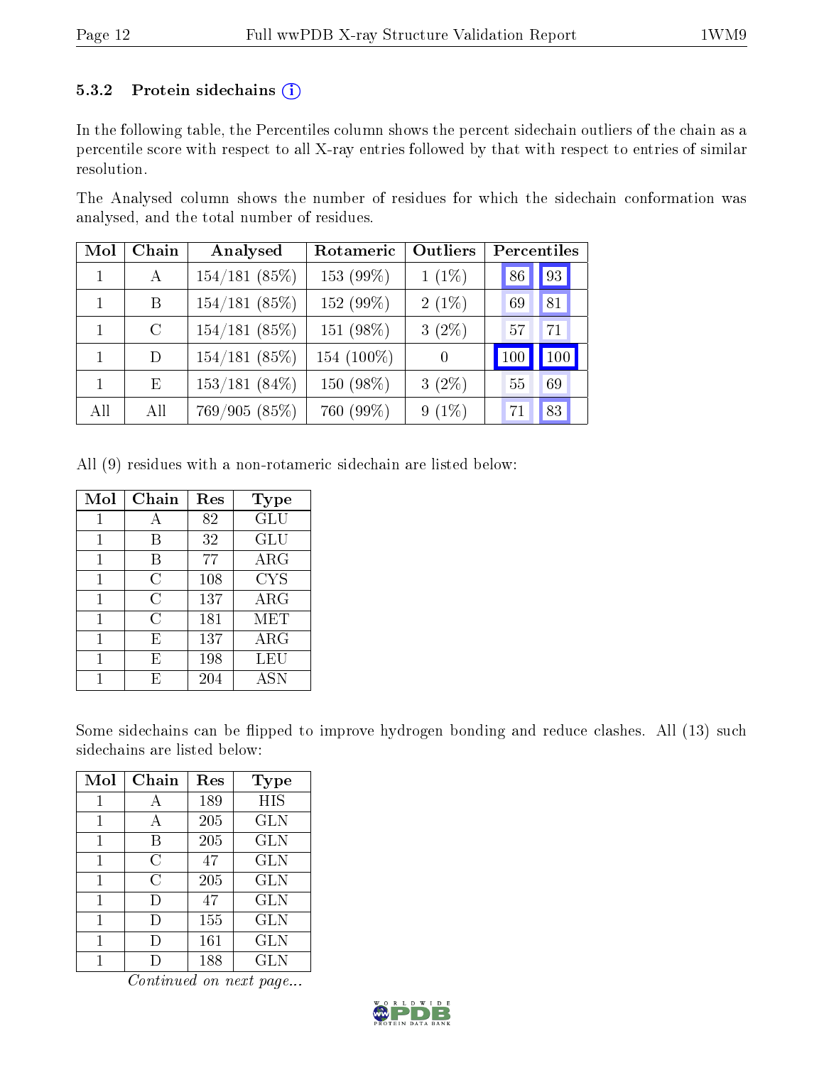### 5.3.2 Protein sidechains (i)

In the following table, the Percentiles column shows the percent sidechain outliers of the chain as a percentile score with respect to all X-ray entries followed by that with respect to entries of similar resolution.

The Analysed column shows the number of residues for which the sidechain conformation was analysed, and the total number of residues.

| Mol | Chain | Analysed | Rotameric | Outliers | Percentiles | |
|---|---|---|---|---|---|---|
| 1 | A | 154/181 (85%) | 153 (99%) | 1 (1%) | 86 | 93 |
| 1 | B | 154/181 (85%) | 152 (99%) | 2 (1%) | 69 | 81 |
| 1 | C | 154/181 (85%) | 151 (98%) | 3 (2%) | 57 | 71 |
| 1 | D | 154/181 (85%) | 154 (100%) | 0 | 100 | 100 |
| 1 | E | 153/181 (84%) | 150 (98%) | 3 (2%) | 55 | 69 |
| All | All | 769/905 (85%) | 760 (99%) | 9 (1%) | 71 | 83 |

All (9) residues with a non-rotameric sidechain are listed below:

| Mol | Chain | Res | Type |
|---|---|---|---|
| 1 | A | 82 | GLU |
| 1 | B | 32 | GLU |
| 1 | B | 77 | ARG |
| 1 | C | 108 | CYS |
| 1 | C | 137 | ARG |
| 1 | C | 181 | MET |
| 1 | E | 137 | ARG |
| 1 | E | 198 | LEU |
| 1 | E | 204 | ASN |

Some sidechains can be flipped to improve hydrogen bonding and reduce clashes. All (13) such sidechains are listed below:

| Mol | Chain | Res | Type |
|---|---|---|---|
| 1 | A | 189 | HIS |
| 1 | A | 205 | GLN |
| 1 | B | 205 | GLN |
| 1 | C | 47 | GLN |
| 1 | C | 205 | GLN |
| 1 | D | 47 | GLN |
| 1 | D | 155 | GLN |
| 1 | D | 161 | GLN |
| 1 | D | 188 | GLN |

*Continued on next page...*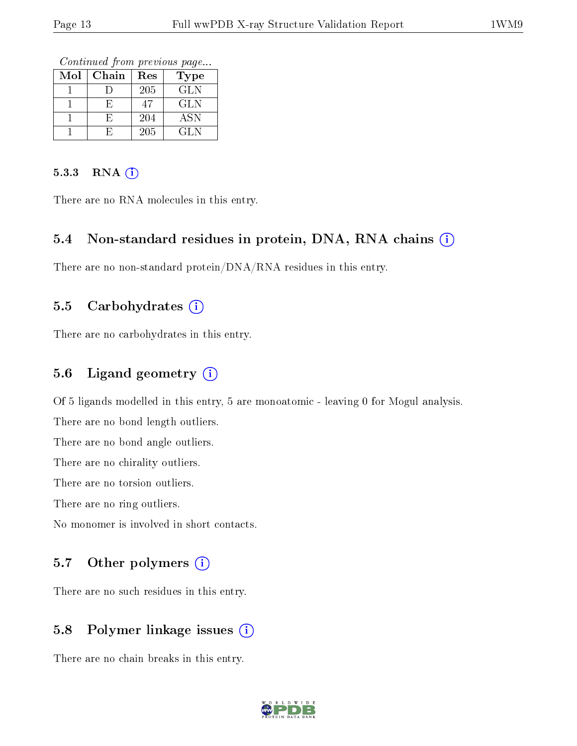*Continued from previous page...*

| Mol | Chain | Res | Type |
|---|---|---|---|
| 1 | D | 205 | GLN |
| 1 | E | 47 | GLN |
| 1 | E | 204 | ASN |
| 1 | E | 205 | GLN |

#### 5.3.3 RNA

There are no RNA molecules in this entry.

### 5.4 Non-standard residues in protein, DNA, RNA chains

There are no non-standard protein/DNA/RNA residues in this entry.

### 5.5 Carbohydrates

There are no carbohydrates in this entry.

### 5.6 Ligand geometry

Of 5 ligands modelled in this entry, 5 are monoatomic - leaving 0 for Mogul analysis.

There are no bond length outliers.

There are no bond angle outliers.

There are no chirality outliers.

There are no torsion outliers.

There are no ring outliers.

No monomer is involved in short contacts.

### 5.7 Other polymers

There are no such residues in this entry.

### 5.8 Polymer linkage issues

There are no chain breaks in this entry.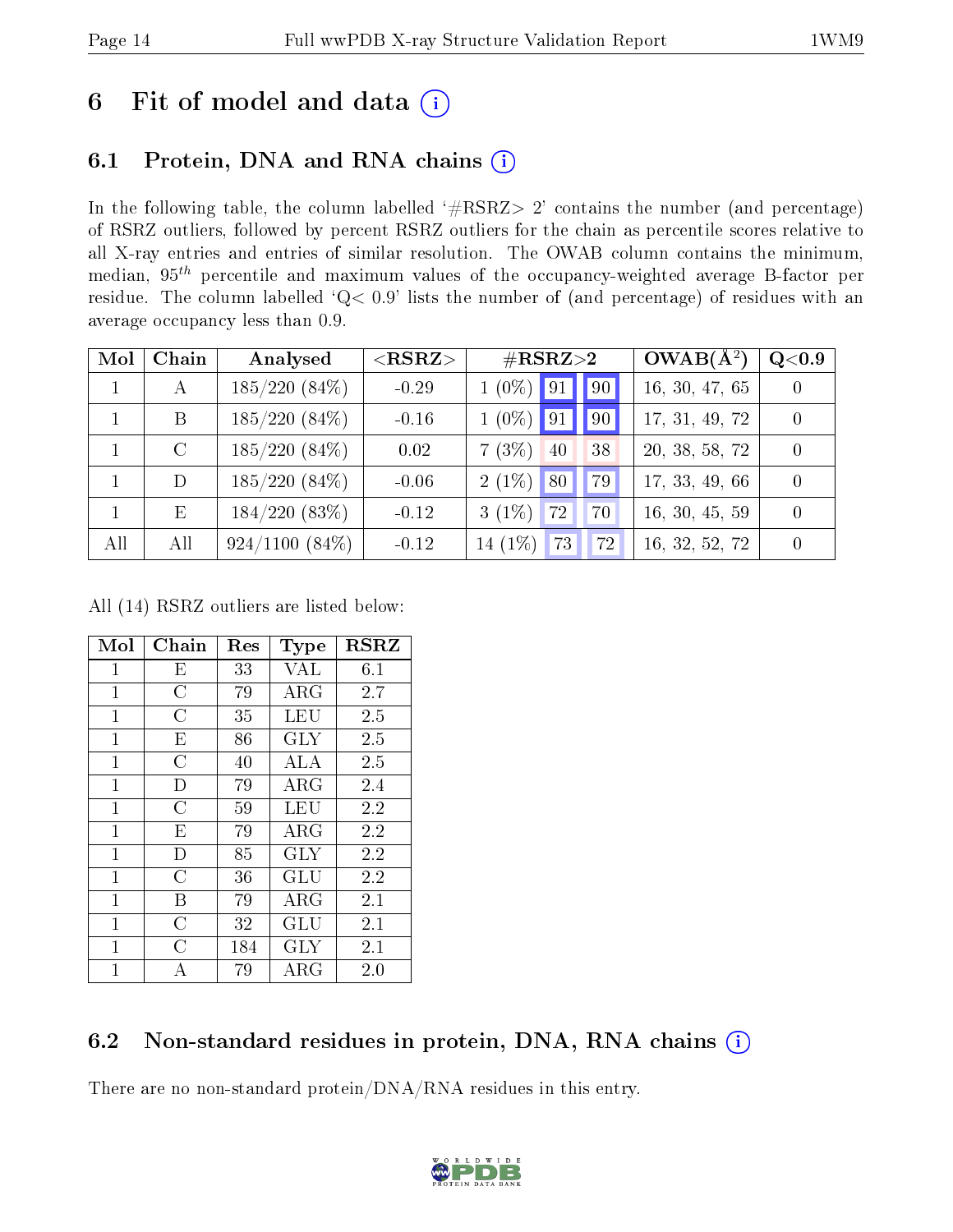# 6 Fit of model and data (i)

## 6.1 Protein, DNA and RNA chains (i)

In the following table, the column labelled '#RSRZ> 2' contains the number (and percentage) of RSRZ outliers, followed by percent RSRZ outliers for the chain as percentile scores relative to all X-ray entries and entries of similar resolution. The OWAB column contains the minimum, median, $95^{th}$ percentile and maximum values of the occupancy-weighted average B-factor per residue. The column labelled 'Q< 0.9' lists the number of (and percentage) of residues with an average occupancy less than 0.9.

| Mol | Chain | Analysed | <RSRZ> | #RSRZ>2 | | | OWAB(Å$^2$) | Q<0.9 |
|---|---|---|---|---|---|---|---|---|
| 1 | A | 185/220 (84%) | -0.29 | 1 (0%) | 91 | 90 | 16, 30, 47, 65 | 0 |
| 1 | B | 185/220 (84%) | -0.16 | 1 (0%) | 91 | 90 | 17, 31, 49, 72 | 0 |
| 1 | C | 185/220 (84%) | 0.02 | 7 (3%) | 40 | 38 | 20, 38, 58, 72 | 0 |
| 1 | D | 185/220 (84%) | -0.06 | 2 (1%) | 80 | 79 | 17, 33, 49, 66 | 0 |
| 1 | E | 184/220 (83%) | -0.12 | 3 (1%) | 72 | 70 | 16, 30, 45, 59 | 0 |
| All | All | 924/1100 (84%) | -0.12 | 14 (1%) | 73 | 72 | 16, 32, 52, 72 | 0 |

All (14) RSRZ outliers are listed below:

| Mol | Chain | Res | Type | RSRZ |
|---|---|---|---|---|
| 1 | E | 33 | VAL | 6.1 |
| 1 | C | 79 | ARG | 2.7 |
| 1 | C | 35 | LEU | 2.5 |
| 1 | E | 86 | GLY | 2.5 |
| 1 | C | 40 | ALA | 2.5 |
| 1 | D | 79 | ARG | 2.4 |
| 1 | C | 59 | LEU | 2.2 |
| 1 | E | 79 | ARG | 2.2 |
| 1 | D | 85 | GLY | 2.2 |
| 1 | C | 36 | GLU | 2.2 |
| 1 | B | 79 | ARG | 2.1 |
| 1 | C | 32 | GLU | 2.1 |
| 1 | C | 184 | GLY | 2.1 |
| 1 | A | 79 | ARG | 2.0 |

## 6.2 Non-standard residues in protein, DNA, RNA chains (i)

There are no non-standard protein/DNA/RNA residues in this entry.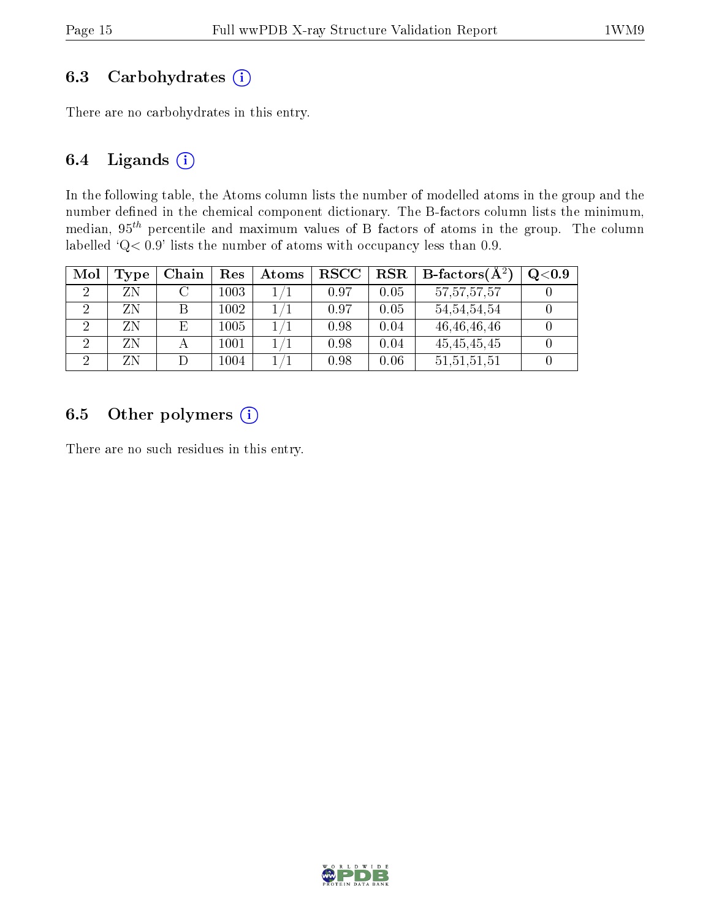### 6.3 Carbohydrates (i)

There are no carbohydrates in this entry.

### 6.4 Ligands (i)

In the following table, the Atoms column lists the number of modelled atoms in the group and the number defined in the chemical component dictionary. The B-factors column lists the minimum, median, $95^{th}$ percentile and maximum values of B factors of atoms in the group. The column labelled 'Q< 0.9' lists the number of atoms with occupancy less than 0.9.

| Mol | Type | Chain | Res | Atoms | RSCC | RSR | B-factors($Å^2$) | Q<0.9 |
|---|---|---|---|---|---|---|---|---|
| 2 | ZN | C | 1003 | 1/1 | 0.97 | 0.05 | 57,57,57,57 | 0 |
| 2 | ZN | B | 1002 | 1/1 | 0.97 | 0.05 | 54,54,54,54 | 0 |
| 2 | ZN | E | 1005 | 1/1 | 0.98 | 0.04 | 46,46,46,46 | 0 |
| 2 | ZN | A | 1001 | 1/1 | 0.98 | 0.04 | 45,45,45,45 | 0 |
| 2 | ZN | D | 1004 | 1/1 | 0.98 | 0.06 | 51,51,51,51 | 0 |

### 6.5 Other polymers (i)

There are no such residues in this entry.